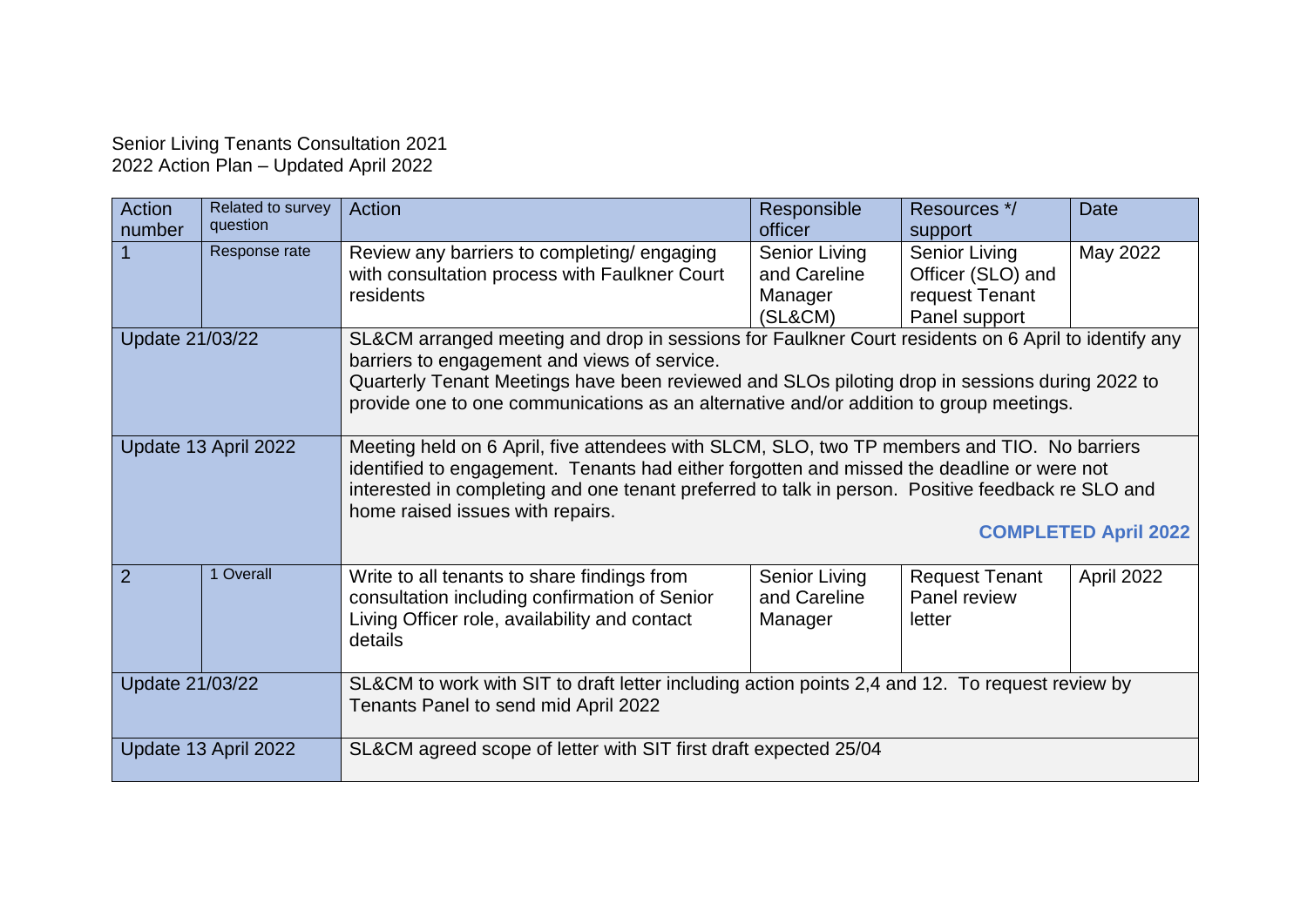Senior Living Tenants Consultation 2021
2022 Action Plan – Updated April 2022

| Action number | Related to survey question | Action | Responsible officer | Resources */ support | Date |
|---|---|---|---|---|---|
| 1 | Response rate | Review any barriers to completing/ engaging with consultation process with Faulkner Court residents | Senior Living and Careline Manager (SL&CM) | Senior Living Officer (SLO) and request Tenant Panel support | May 2022 |
| Update 21/03/22 | | SL&CM arranged meeting and drop in sessions for Faulkner Court residents on 6 April to identify any barriers to engagement and views of service. Quarterly Tenant Meetings have been reviewed and SLOs piloting drop in sessions during 2022 to provide one to one communications as an alternative and/or addition to group meetings. | | | |
| Update 13 April 2022 | | Meeting held on 6 April, five attendees with SLCM, SLO, two TP members and TIO. No barriers identified to engagement. Tenants had either forgotten and missed the deadline or were not interested in completing and one tenant preferred to talk in person. Positive feedback re SLO and home raised issues with repairs. **COMPLETED April 2022** | | | |
| 2 | 1 Overall | Write to all tenants to share findings from consultation including confirmation of Senior Living Officer role, availability and contact details | Senior Living and Careline Manager | Request Tenant Panel review letter | April 2022 |
| Update 21/03/22 | | SL&CM to work with SIT to draft letter including action points 2,4 and 12. To request review by Tenants Panel to send mid April 2022 | | | |
| Update 13 April 2022 | | SL&CM agreed scope of letter with SIT first draft expected 25/04 | | | |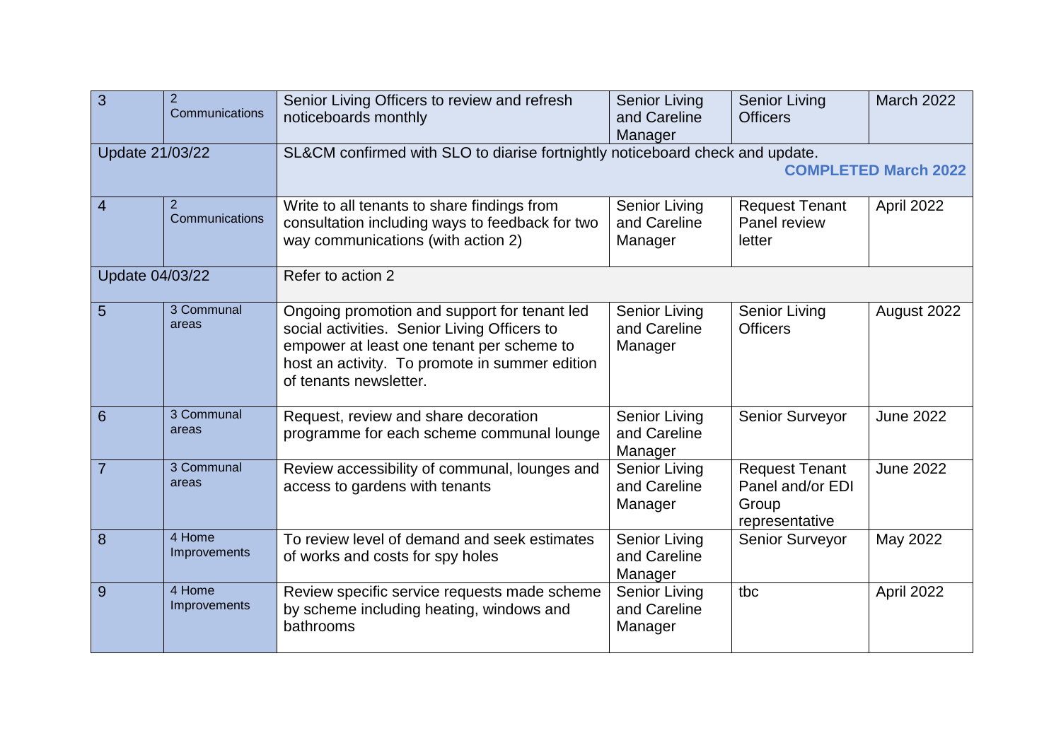| 3 | 2 Communications | Senior Living Officers to review and refresh noticeboards monthly | Senior Living and Careline Manager | Senior Living Officers | March 2022 |
|---|---|---|---|---|---|
| Update 21/03/22 | | SL&CM confirmed with SLO to diarise fortnightly noticeboard check and update. **COMPLETED March 2022** | | | |
| 4 | 2 Communications | Write to all tenants to share findings from consultation including ways to feedback for two way communications (with action 2) | Senior Living and Careline Manager | Request Tenant Panel review letter | April 2022 |
| Update 04/03/22 | | Refer to action 2 | | | |
| 5 | 3 Communal areas | Ongoing promotion and support for tenant led social activities. Senior Living Officers to empower at least one tenant per scheme to host an activity. To promote in summer edition of tenants newsletter. | Senior Living and Careline Manager | Senior Living Officers | August 2022 |
| 6 | 3 Communal areas | Request, review and share decoration programme for each scheme communal lounge | Senior Living and Careline Manager | Senior Surveyor | June 2022 |
| 7 | 3 Communal areas | Review accessibility of communal, lounges and access to gardens with tenants | Senior Living and Careline Manager | Request Tenant Panel and/or EDI Group representative | June 2022 |
| 8 | 4 Home Improvements | To review level of demand and seek estimates of works and costs for spy holes | Senior Living and Careline Manager | Senior Surveyor | May 2022 |
| 9 | 4 Home Improvements | Review specific service requests made scheme by scheme including heating, windows and bathrooms | Senior Living and Careline Manager | tbc | April 2022 |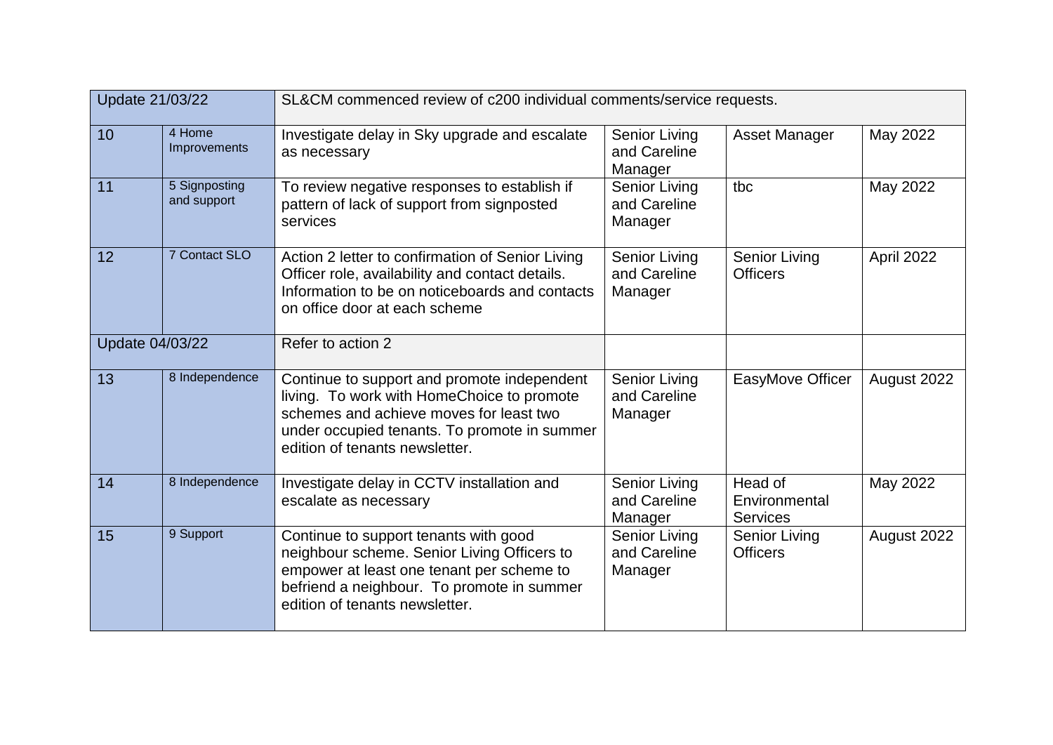| | | | | | |
|---|---|---|---|---|---|
| Update 21/03/22 | | SL&CM commenced review of c200 individual comments/service requests. | | | |
| 10 | 4 Home Improvements | Investigate delay in Sky upgrade and escalate as necessary | Senior Living and Careline Manager | Asset Manager | May 2022 |
| 11 | 5 Signposting and support | To review negative responses to establish if pattern of lack of support from signposted services | Senior Living and Careline Manager | tbc | May 2022 |
| 12 | 7 Contact SLO | Action 2 letter to confirmation of Senior Living Officer role, availability and contact details. Information to be on noticeboards and contacts on office door at each scheme | Senior Living and Careline Manager | Senior Living Officers | April 2022 |
| Update 04/03/22 | | Refer to action 2 | | | |
| 13 | 8 Independence | Continue to support and promote independent living. To work with HomeChoice to promote schemes and achieve moves for least two under occupied tenants. To promote in summer edition of tenants newsletter. | Senior Living and Careline Manager | EasyMove Officer | August 2022 |
| 14 | 8 Independence | Investigate delay in CCTV installation and escalate as necessary | Senior Living and Careline Manager | Head of Environmental Services | May 2022 |
| 15 | 9 Support | Continue to support tenants with good neighbour scheme. Senior Living Officers to empower at least one tenant per scheme to befriend a neighbour. To promote in summer edition of tenants newsletter. | Senior Living and Careline Manager | Senior Living Officers | August 2022 |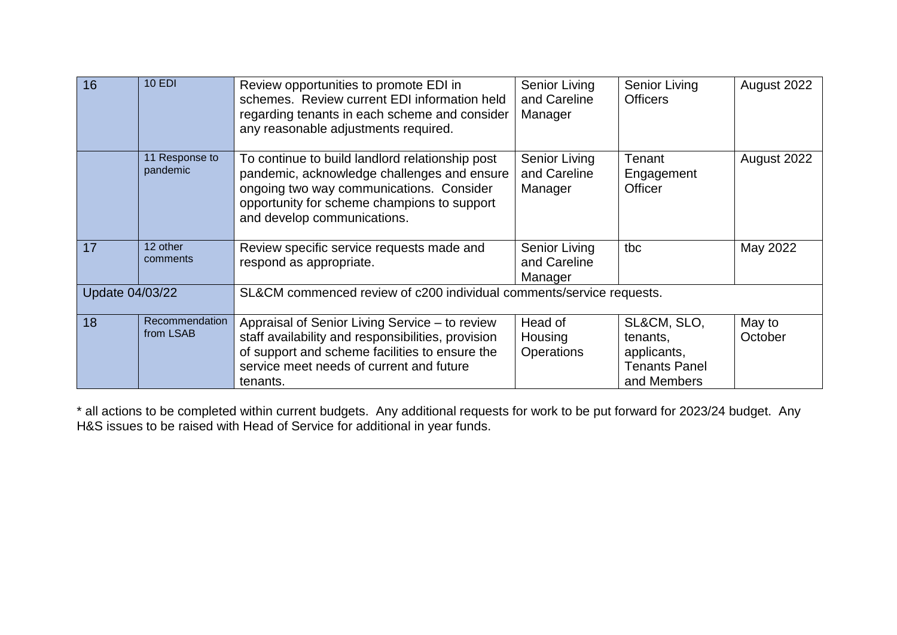| | | | | | |
|---|---|---|---|---|---|
| 16 | 10 EDI | Review opportunities to promote EDI in schemes. Review current EDI information held regarding tenants in each scheme and consider any reasonable adjustments required. | Senior Living and Careline Manager | Senior Living Officers | August 2022 |
| | 11 Response to pandemic | To continue to build landlord relationship post pandemic, acknowledge challenges and ensure ongoing two way communications. Consider opportunity for scheme champions to support and develop communications. | Senior Living and Careline Manager | Tenant Engagement Officer | August 2022 |
| 17 | 12 other comments | Review specific service requests made and respond as appropriate. | Senior Living and Careline Manager | tbc | May 2022 |
| Update 04/03/22 | | SL&CM commenced review of c200 individual comments/service requests. | | | |
| 18 | Recommendation from LSAB | Appraisal of Senior Living Service – to review staff availability and responsibilities, provision of support and scheme facilities to ensure the service meet needs of current and future tenants. | Head of Housing Operations | SL&CM, SLO, tenants, applicants, Tenants Panel and Members | May to October |

* all actions to be completed within current budgets. Any additional requests for work to be put forward for 2023/24 budget. Any H&S issues to be raised with Head of Service for additional in year funds.